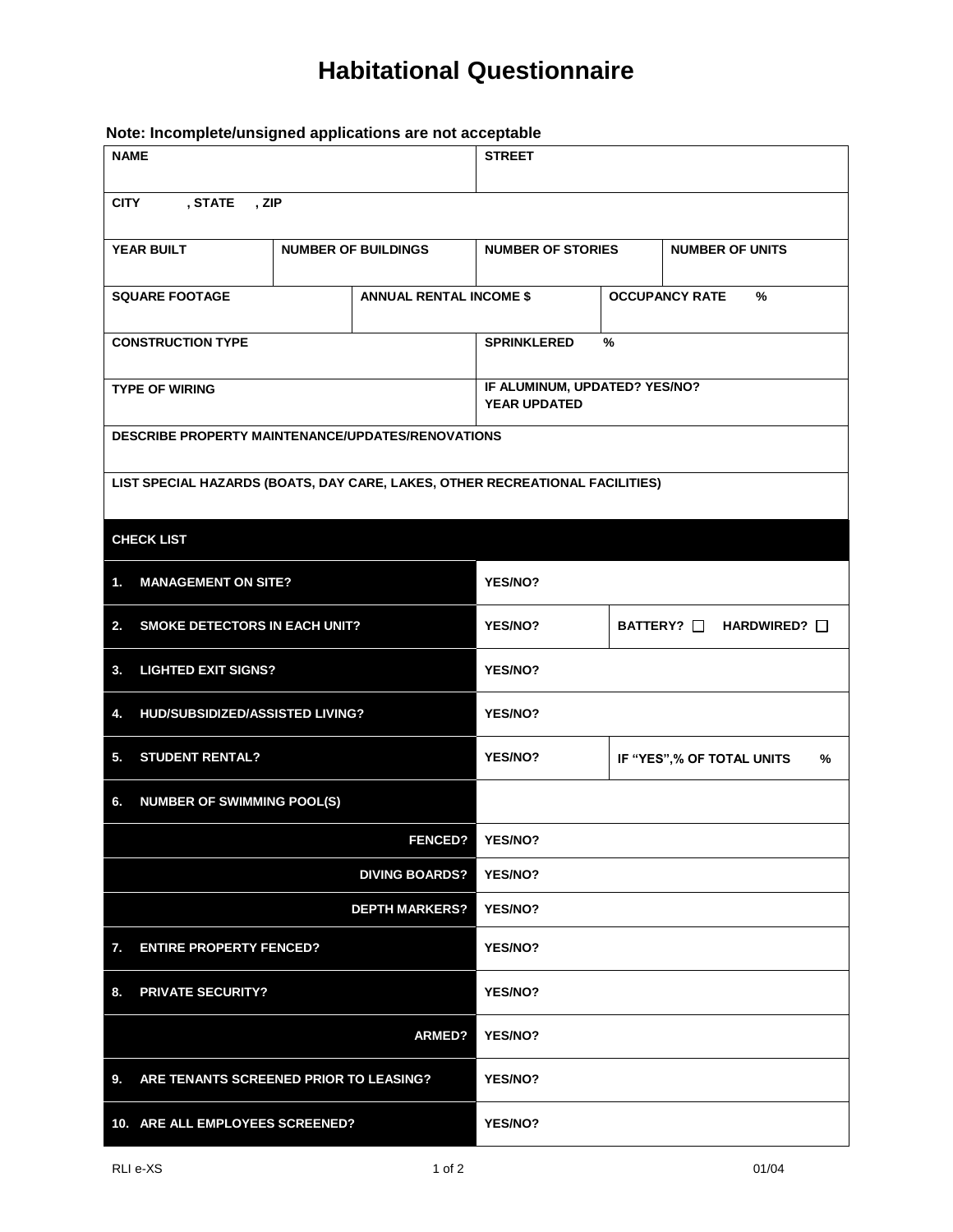# Habitational Questionnaire

**Note: Incomplete/unsigned applications are not acceptable**

| | | | |
|---|---|---|---|
| **NAME** | | **STREET** | |
| **CITY , STATE , ZIP** | | | |
| **YEAR BUILT** | **NUMBER OF BUILDINGS** | **NUMBER OF STORIES** | **NUMBER OF UNITS** |
| **SQUARE FOOTAGE** | **ANNUAL RENTAL INCOME $** | | **OCCUPANCY RATE %** |
| **CONSTRUCTION TYPE** | | **SPRINKLERED %** | |
| **TYPE OF WIRING** | | **IF ALUMINUM, UPDATED? YES/NO?** **YEAR UPDATED** | |
| **DESCRIBE PROPERTY MAINTENANCE/UPDATES/RENOVATIONS** | | | |
| **LIST SPECIAL HAZARDS (BOATS, DAY CARE, LAKES, OTHER RECREATIONAL FACILITIES)** | | | |

| **CHECK LIST** | | |
|---|---|---|
| **1. MANAGEMENT ON SITE?** | **YES/NO?** | |
| **2. SMOKE DETECTORS IN EACH UNIT?** | **YES/NO?** | **BATTERY? ☐ HARDWIRED? ☐** |
| **3. LIGHTED EXIT SIGNS?** | **YES/NO?** | |
| **4. HUD/SUBSIDIZED/ASSISTED LIVING?** | **YES/NO?** | |
| **5. STUDENT RENTAL?** | **YES/NO?** | **IF "YES",% OF TOTAL UNITS %** |
| **6. NUMBER OF SWIMMING POOL(S)** | | |
| **FENCED?** | **YES/NO?** | |
| **DIVING BOARDS?** | **YES/NO?** | |
| **DEPTH MARKERS?** | **YES/NO?** | |
| **7. ENTIRE PROPERTY FENCED?** | **YES/NO?** | |
| **8. PRIVATE SECURITY?** | **YES/NO?** | |
| **ARMED?** | **YES/NO?** | |
| **9. ARE TENANTS SCREENED PRIOR TO LEASING?** | **YES/NO?** | |
| **10. ARE ALL EMPLOYEES SCREENED?** | **YES/NO?** | |

RLI e-XS 01/04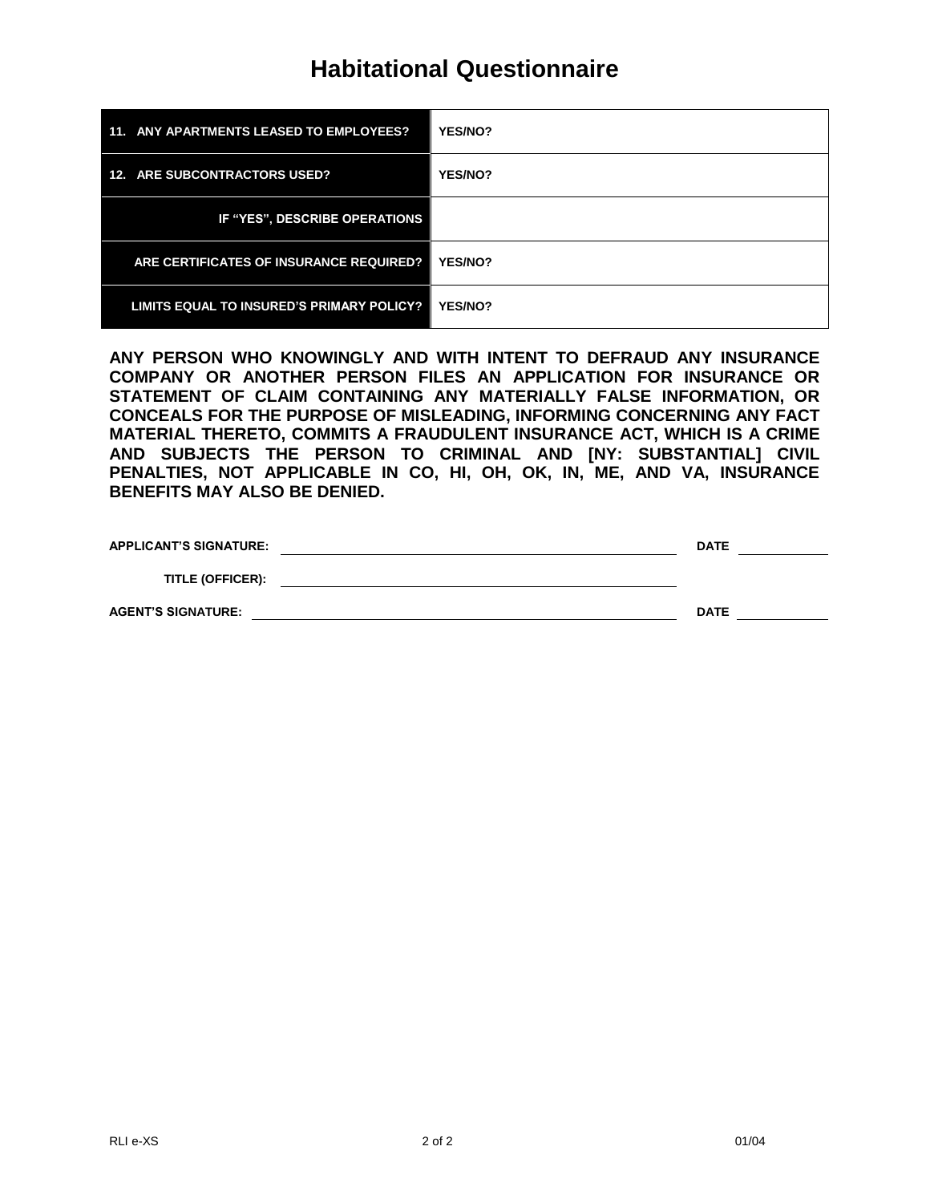# Habitational Questionnaire

| | |
|---|---|
| 11. ANY APARTMENTS LEASED TO EMPLOYEES? | YES/NO? |
| 12. ARE SUBCONTRACTORS USED? | YES/NO? |
| IF "YES", DESCRIBE OPERATIONS | |
| ARE CERTIFICATES OF INSURANCE REQUIRED? | YES/NO? |
| LIMITS EQUAL TO INSURED'S PRIMARY POLICY? | YES/NO? |

**ANY PERSON WHO KNOWINGLY AND WITH INTENT TO DEFRAUD ANY INSURANCE COMPANY OR ANOTHER PERSON FILES AN APPLICATION FOR INSURANCE OR STATEMENT OF CLAIM CONTAINING ANY MATERIALLY FALSE INFORMATION, OR CONCEALS FOR THE PURPOSE OF MISLEADING, INFORMING CONCERNING ANY FACT MATERIAL THERETO, COMMITS A FRAUDULENT INSURANCE ACT, WHICH IS A CRIME AND SUBJECTS THE PERSON TO CRIMINAL AND [NY: SUBSTANTIAL] CIVIL PENALTIES, NOT APPLICABLE IN CO, HI, OH, OK, IN, ME, AND VA, INSURANCE BENEFITS MAY ALSO BE DENIED.**

**APPLICANT'S SIGNATURE:** ______________________________ **DATE** __________

**TITLE (OFFICER):** ______________________________

**AGENT'S SIGNATURE:** ______________________________ **DATE** __________

RLI e-XS 01/04